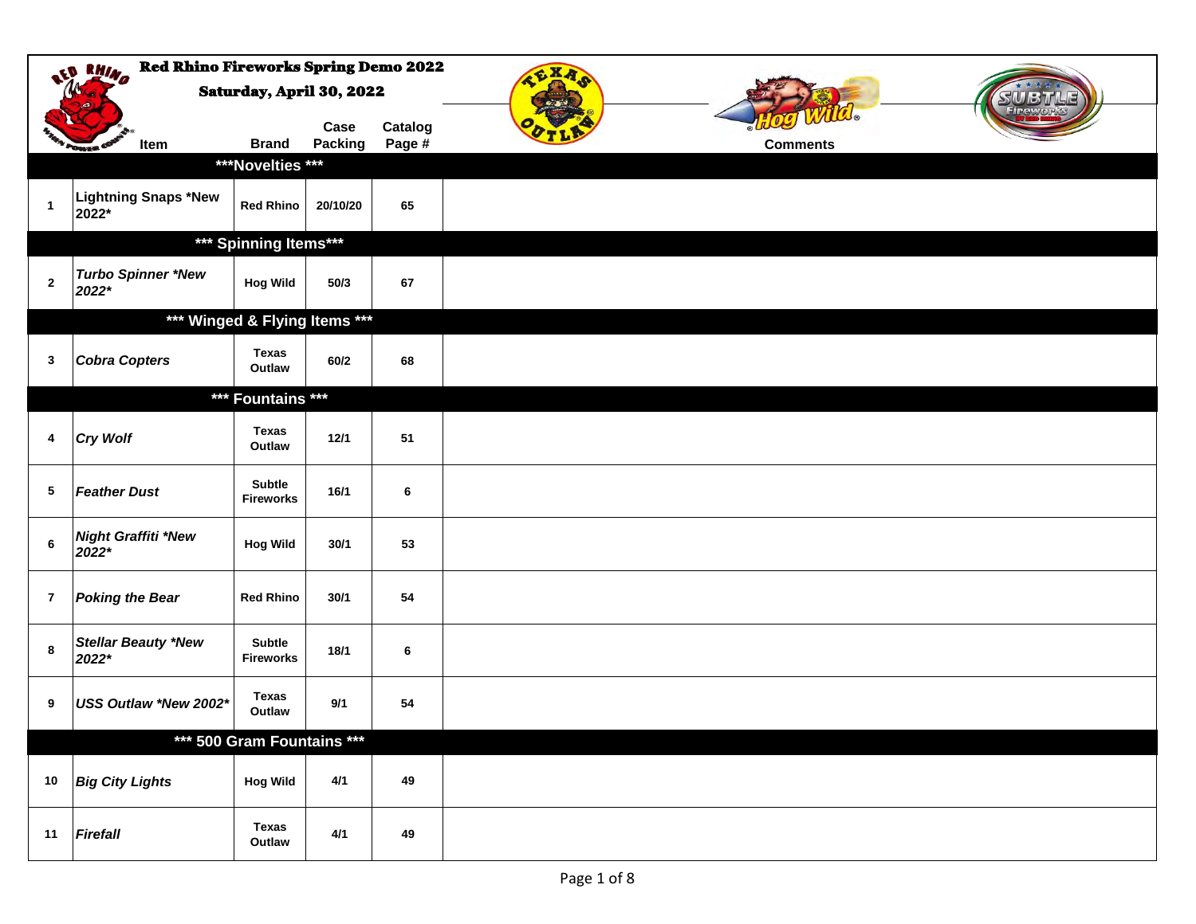**Red Rhino Fireworks Spring Demo 2022**

**Saturday, April 30, 2022**

| | Item | Brand | Case Packing | Catalog Page # | Comments |
|---|---|---|---|---|---|
| | ***Novelties *** | | | | |
| 1 | Lightning Snaps *New 2022* | Red Rhino | 20/10/20 | 65 | |
| | *** Spinning Items*** | | | | |
| 2 | *Turbo Spinner *New 2022** | Hog Wild | 50/3 | 67 | |
| | *** Winged & Flying Items *** | | | | |
| 3 | *Cobra Copters* | Texas Outlaw | 60/2 | 68 | |
| | *** Fountains *** | | | | |
| 4 | *Cry Wolf* | Texas Outlaw | 12/1 | 51 | |
| 5 | *Feather Dust* | Subtle Fireworks | 16/1 | 6 | |
| 6 | *Night Graffiti *New 2022** | Hog Wild | 30/1 | 53 | |
| 7 | *Poking the Bear* | Red Rhino | 30/1 | 54 | |
| 8 | *Stellar Beauty *New 2022** | Subtle Fireworks | 18/1 | 6 | |
| 9 | *USS Outlaw *New 2002** | Texas Outlaw | 9/1 | 54 | |
| | *** 500 Gram Fountains *** | | | | |
| 10 | *Big City Lights* | Hog Wild | 4/1 | 49 | |
| 11 | *Firefall* | Texas Outlaw | 4/1 | 49 | |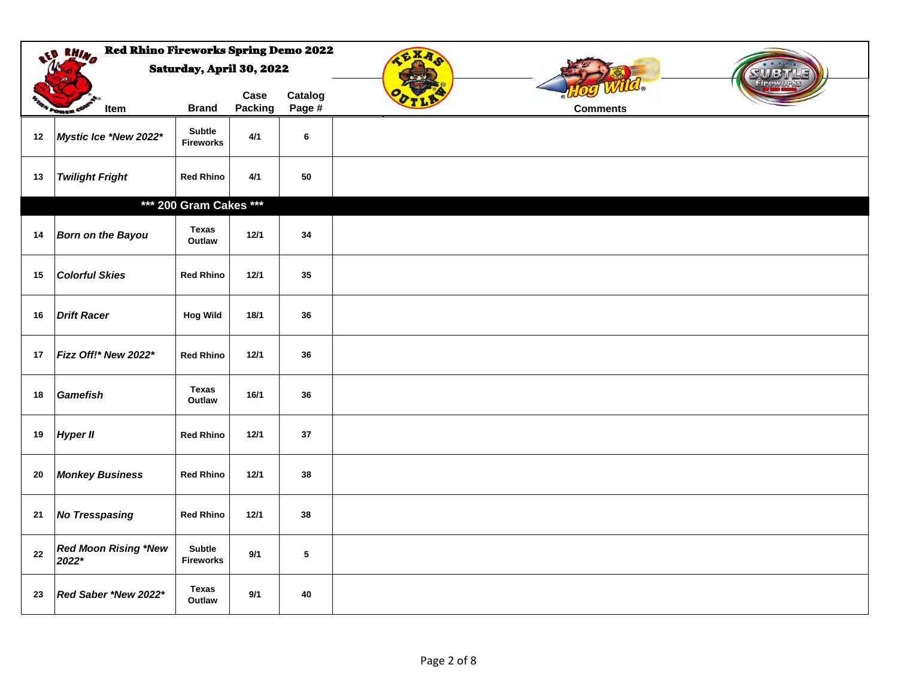**Red Rhino Fireworks Spring Demo 2022**

**Saturday, April 30, 2022**

| | Item | Brand | Case Packing | Catalog Page # | Comments |
|---|---|---|---|---|---|
| 12 | *Mystic Ice \*New 2022\** | Subtle Fireworks | 4/1 | 6 | |
| 13 | *Twilight Fright* | Red Rhino | 4/1 | 50 | |
| | **\*\*\* 200 Gram Cakes \*\*\*** | | | | |
| 14 | *Born on the Bayou* | Texas Outlaw | 12/1 | 34 | |
| 15 | *Colorful Skies* | Red Rhino | 12/1 | 35 | |
| 16 | *Drift Racer* | Hog Wild | 18/1 | 36 | |
| 17 | *Fizz Off!\* New 2022\** | Red Rhino | 12/1 | 36 | |
| 18 | *Gamefish* | Texas Outlaw | 16/1 | 36 | |
| 19 | *Hyper II* | Red Rhino | 12/1 | 37 | |
| 20 | *Monkey Business* | Red Rhino | 12/1 | 38 | |
| 21 | *No Tresspasing* | Red Rhino | 12/1 | 38 | |
| 22 | *Red Moon Rising \*New 2022\** | Subtle Fireworks | 9/1 | 5 | |
| 23 | *Red Saber \*New 2022\** | Texas Outlaw | 9/1 | 40 | |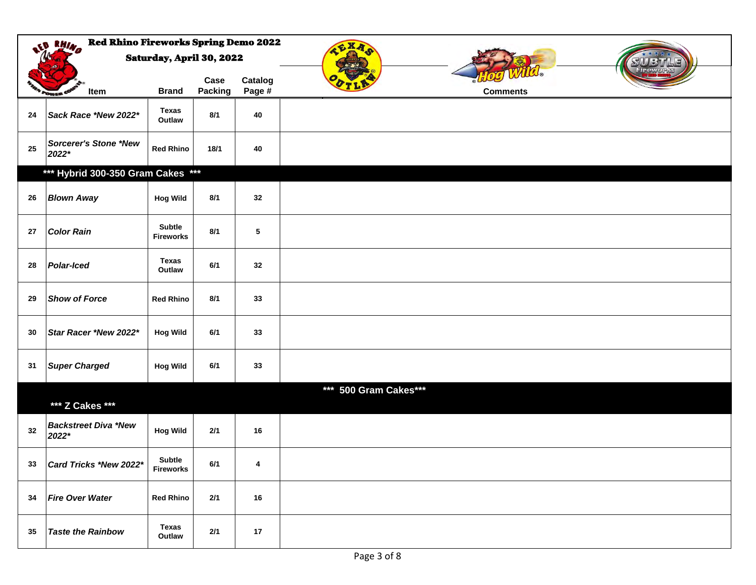**Red Rhino Fireworks Spring Demo 2022**

**Saturday, April 30, 2022**

| | Item | Brand | Case Packing | Catalog Page # | Comments |
|---|---|---|---|---|---|
| 24 | *Sack Race *New 2022** | Texas Outlaw | 8/1 | 40 | |
| 25 | *Sorcerer's Stone *New 2022** | Red Rhino | 18/1 | 40 | |
| | **\*\*\* Hybrid 300-350 Gram Cakes \*\*\*** | | | | |
| 26 | *Blown Away* | Hog Wild | 8/1 | 32 | |
| 27 | *Color Rain* | Subtle Fireworks | 8/1 | 5 | |
| 28 | *Polar-Iced* | Texas Outlaw | 6/1 | 32 | |
| 29 | *Show of Force* | Red Rhino | 8/1 | 33 | |
| 30 | *Star Racer *New 2022** | Hog Wild | 6/1 | 33 | |
| 31 | *Super Charged* | Hog Wild | 6/1 | 33 | |
| | **\*\*\* Z Cakes \*\*\*** | | | | **\*\*\* 500 Gram Cakes\*\*\*** |
| 32 | *Backstreet Diva *New 2022** | Hog Wild | 2/1 | 16 | |
| 33 | *Card Tricks *New 2022** | Subtle Fireworks | 6/1 | 4 | |
| 34 | *Fire Over Water* | Red Rhino | 2/1 | 16 | |
| 35 | *Taste the Rainbow* | Texas Outlaw | 2/1 | 17 | |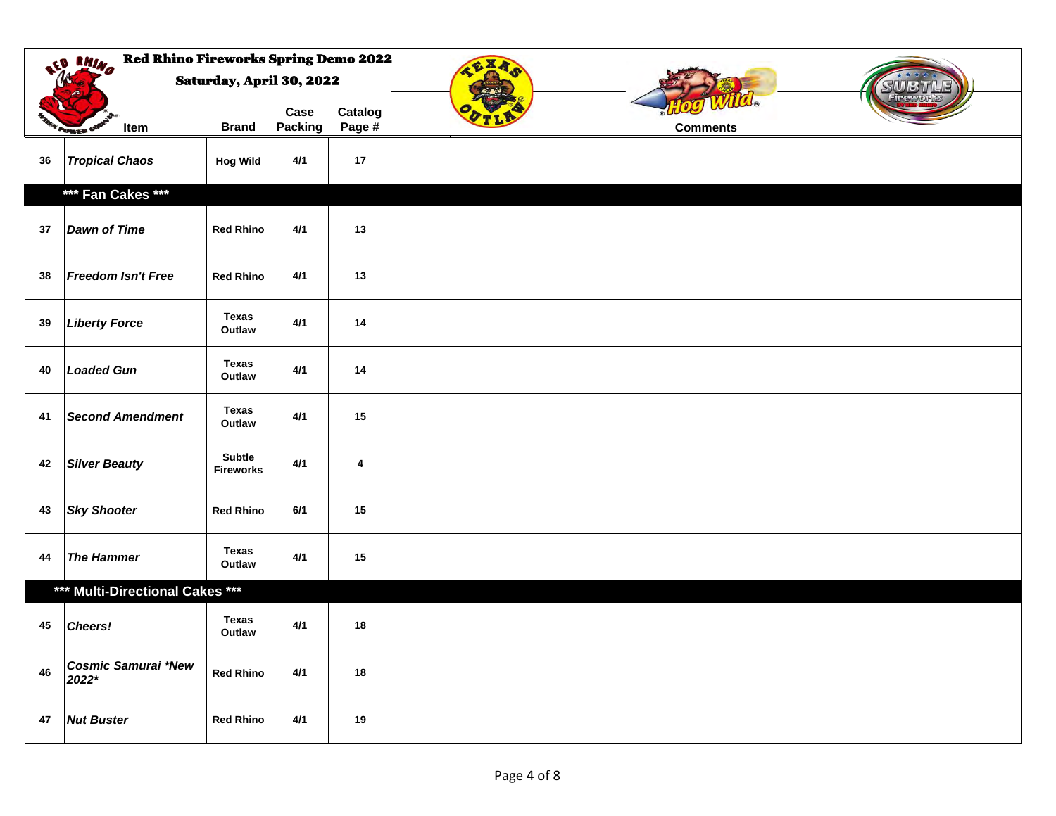# Red Rhino Fireworks Spring Demo 2022

**Saturday, April 30, 2022**

| # | Item | Brand | Case Packing | Catalog Page # | Comments |
|---|---|---|---|---|---|
| 36 | *Tropical Chaos* | Hog Wild | 4/1 | 17 | |
| | **\*\*\* Fan Cakes \*\*\*** | | | | |
| 37 | *Dawn of Time* | Red Rhino | 4/1 | 13 | |
| 38 | *Freedom Isn't Free* | Red Rhino | 4/1 | 13 | |
| 39 | *Liberty Force* | Texas Outlaw | 4/1 | 14 | |
| 40 | *Loaded Gun* | Texas Outlaw | 4/1 | 14 | |
| 41 | *Second Amendment* | Texas Outlaw | 4/1 | 15 | |
| 42 | *Silver Beauty* | Subtle Fireworks | 4/1 | 4 | |
| 43 | *Sky Shooter* | Red Rhino | 6/1 | 15 | |
| 44 | *The Hammer* | Texas Outlaw | 4/1 | 15 | |
| | **\*\*\* Multi-Directional Cakes \*\*\*** | | | | |
| 45 | *Cheers!* | Texas Outlaw | 4/1 | 18 | |
| 46 | *Cosmic Samurai \*New 2022\** | Red Rhino | 4/1 | 18 | |
| 47 | *Nut Buster* | Red Rhino | 4/1 | 19 | |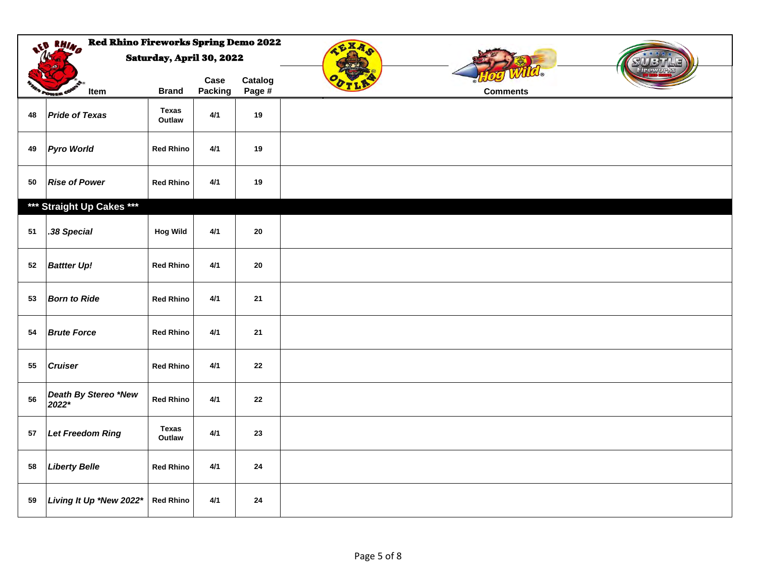# Red Rhino Fireworks Spring Demo 2022

## Saturday, April 30, 2022

| | Item | Brand | Case Packing | Catalog Page # | Comments |
|---|---|---|---|---|---|
| 48 | ***Pride of Texas*** | Texas Outlaw | 4/1 | 19 | |
| 49 | ***Pyro World*** | Red Rhino | 4/1 | 19 | |
| 50 | ***Rise of Power*** | Red Rhino | 4/1 | 19 | |
| | **\*\*\* Straight Up Cakes \*\*\*** | | | | |
| 51 | ***.38 Special*** | Hog Wild | 4/1 | 20 | |
| 52 | ***Battter Up!*** | Red Rhino | 4/1 | 20 | |
| 53 | ***Born to Ride*** | Red Rhino | 4/1 | 21 | |
| 54 | ***Brute Force*** | Red Rhino | 4/1 | 21 | |
| 55 | ***Cruiser*** | Red Rhino | 4/1 | 22 | |
| 56 | ***Death By Stereo \*New 2022\**** | Red Rhino | 4/1 | 22 | |
| 57 | ***Let Freedom Ring*** | Texas Outlaw | 4/1 | 23 | |
| 58 | ***Liberty Belle*** | Red Rhino | 4/1 | 24 | |
| 59 | ***Living It Up \*New 2022\**** | Red Rhino | 4/1 | 24 | |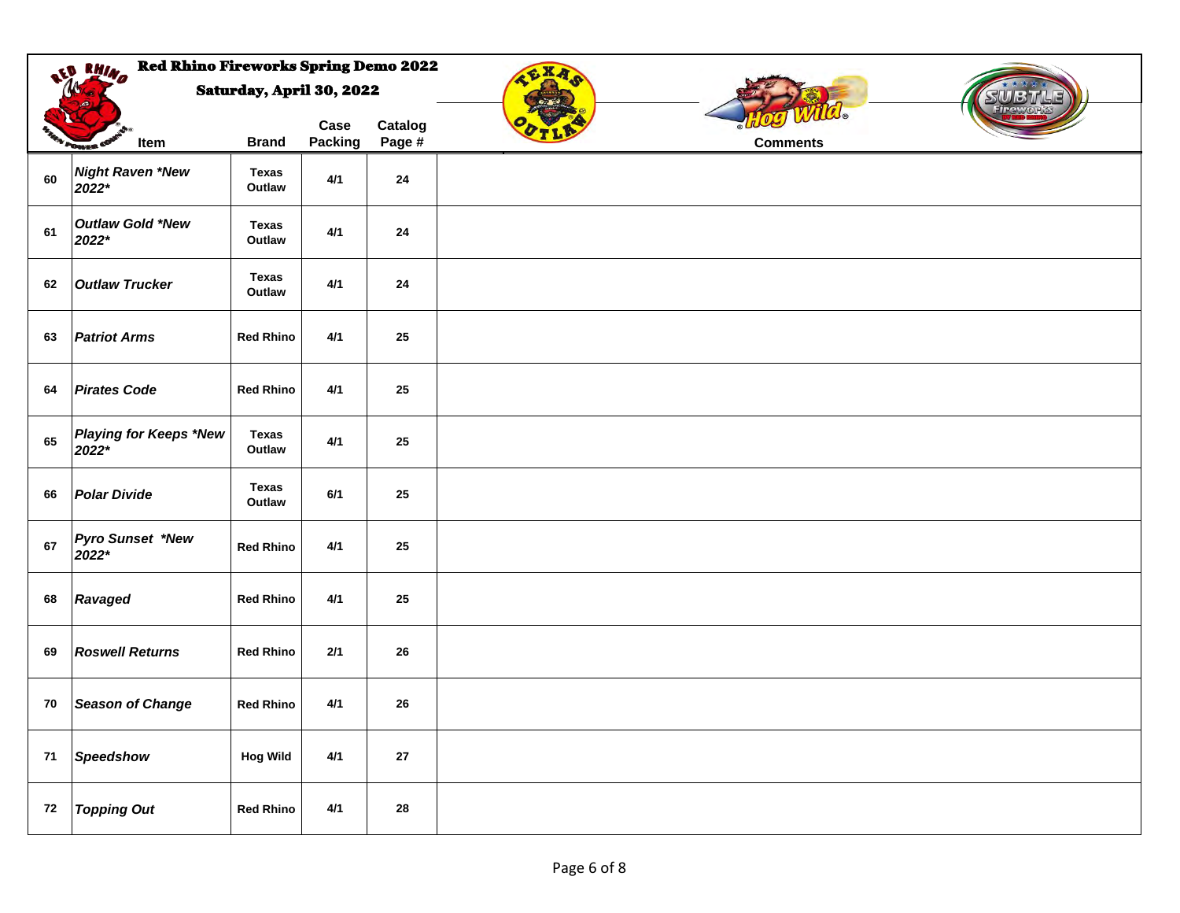# Red Rhino Fireworks Spring Demo 2022

## Saturday, April 30, 2022

| | Item | Brand | Case Packing | Catalog Page # | Comments |
|---|---|---|---|---|---|
| 60 | ***Night Raven *New 2022**** | **Texas Outlaw** | **4/1** | **24** | |
| 61 | ***Outlaw Gold *New 2022**** | **Texas Outlaw** | **4/1** | **24** | |
| 62 | ***Outlaw Trucker*** | **Texas Outlaw** | **4/1** | **24** | |
| 63 | ***Patriot Arms*** | **Red Rhino** | **4/1** | **25** | |
| 64 | ***Pirates Code*** | **Red Rhino** | **4/1** | **25** | |
| 65 | ***Playing for Keeps *New 2022**** | **Texas Outlaw** | **4/1** | **25** | |
| 66 | ***Polar Divide*** | **Texas Outlaw** | **6/1** | **25** | |
| 67 | ***Pyro Sunset *New 2022**** | **Red Rhino** | **4/1** | **25** | |
| 68 | ***Ravaged*** | **Red Rhino** | **4/1** | **25** | |
| 69 | ***Roswell Returns*** | **Red Rhino** | **2/1** | **26** | |
| 70 | ***Season of Change*** | **Red Rhino** | **4/1** | **26** | |
| 71 | ***Speedshow*** | **Hog Wild** | **4/1** | **27** | |
| 72 | ***Topping Out*** | **Red Rhino** | **4/1** | **28** | |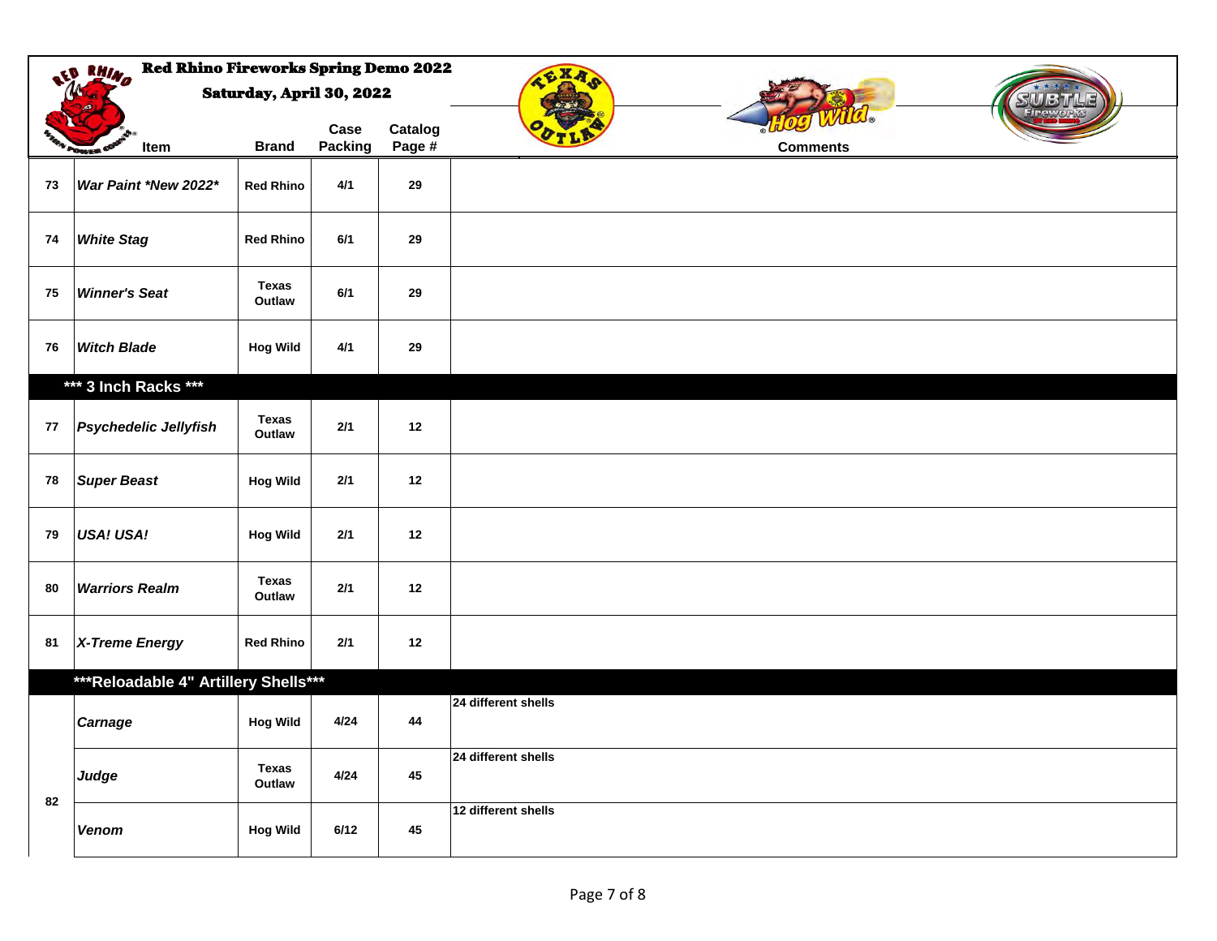# Red Rhino Fireworks Spring Demo 2022

**Saturday, April 30, 2022**

| | Item | Brand | Case Packing | Catalog Page # | Comments |
|---|---|---|---|---|---|
| 73 | *War Paint \*New 2022\** | Red Rhino | 4/1 | 29 | |
| 74 | *White Stag* | Red Rhino | 6/1 | 29 | |
| 75 | *Winner's Seat* | Texas Outlaw | 6/1 | 29 | |
| 76 | *Witch Blade* | Hog Wild | 4/1 | 29 | |
| | **\*\*\* 3 Inch Racks \*\*\*** | | | | |
| 77 | *Psychedelic Jellyfish* | Texas Outlaw | 2/1 | 12 | |
| 78 | *Super Beast* | Hog Wild | 2/1 | 12 | |
| 79 | *USA! USA!* | Hog Wild | 2/1 | 12 | |
| 80 | *Warriors Realm* | Texas Outlaw | 2/1 | 12 | |
| 81 | *X-Treme Energy* | Red Rhino | 2/1 | 12 | |
| | **\*\*\*Reloadable 4" Artillery Shells\*\*\*** | | | | |
| 82 | *Carnage* | Hog Wild | 4/24 | 44 | 24 different shells |
| 82 | *Judge* | Texas Outlaw | 4/24 | 45 | 24 different shells |
| 82 | *Venom* | Hog Wild | 6/12 | 45 | 12 different shells |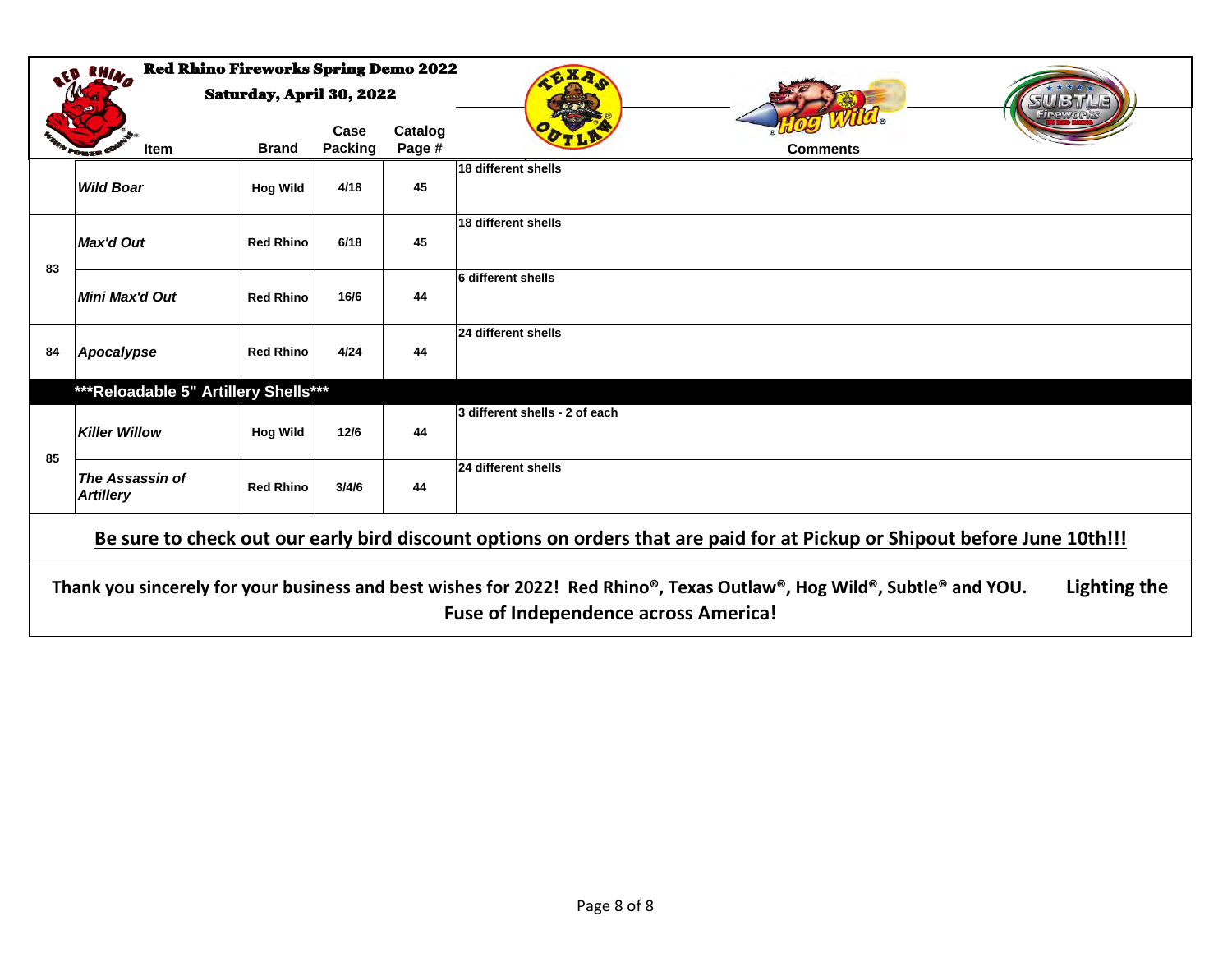**Red Rhino Fireworks Spring Demo 2022**

**Saturday, April 30, 2022**

| | Item | Brand | Case Packing | Catalog Page # | Comments |
|---|---|---|---|---|---|
| | ***Wild Boar*** | **Hog Wild** | **4/18** | **45** | **18 different shells** |
| **83** | ***Max'd Out*** | **Red Rhino** | **6/18** | **45** | **18 different shells** |
| | ***Mini Max'd Out*** | **Red Rhino** | **16/6** | **44** | **6 different shells** |
| **84** | ***Apocalypse*** | **Red Rhino** | **4/24** | **44** | **24 different shells** |
| | **\*\*\*Reloadable 5" Artillery Shells\*\*\*** | | | | |
| **85** | ***Killer Willow*** | **Hog Wild** | **12/6** | **44** | **3 different shells - 2 of each** |
| | ***The Assassin of Artillery*** | **Red Rhino** | **3/4/6** | **44** | **24 different shells** |

**Be sure to check out our early bird discount options on orders that are paid for at Pickup or Shipout before June 10th!!!**

**Thank you sincerely for your business and best wishes for 2022! Red Rhino®, Texas Outlaw®, Hog Wild®, Subtle® and YOU. Lighting the Fuse of Independence across America!**